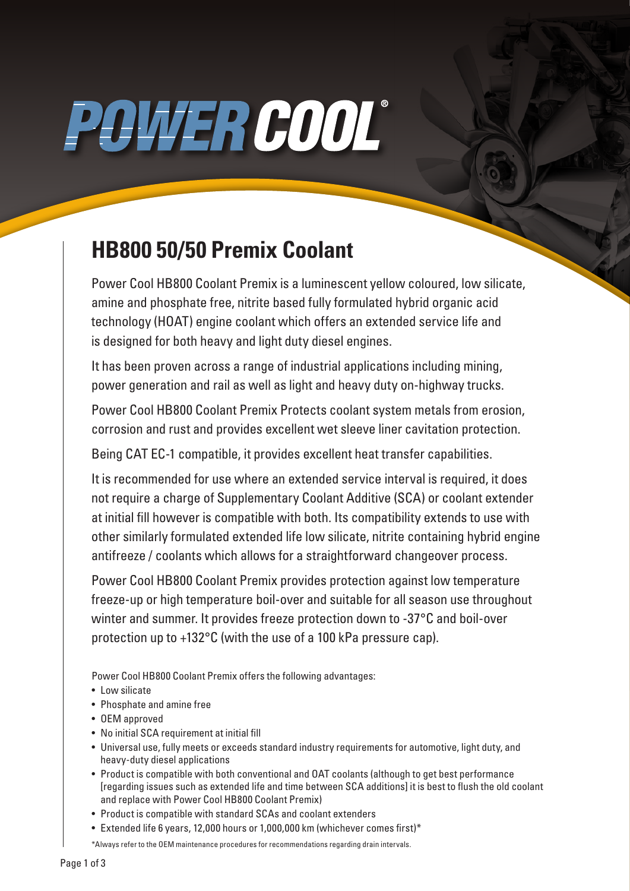# POWER COOL®

## HB800 50/50 Premix Coolant

Power Cool HB800 Coolant Premix is a luminescent yellow coloured, low silicate, amine and phosphate free, nitrite based fully formulated hybrid organic acid technology (HOAT) engine coolant which offers an extended service life and is designed for both heavy and light duty diesel engines.

It has been proven across a range of industrial applications including mining, power generation and rail as well as light and heavy duty on-highway trucks.

Power Cool HB800 Coolant Premix Protects coolant system metals from erosion, corrosion and rust and provides excellent wet sleeve liner cavitation protection.

Being CAT EC-1 compatible, it provides excellent heat transfer capabilities.

It is recommended for use where an extended service interval is required, it does not require a charge of Supplementary Coolant Additive (SCA) or coolant extender at initial fill however is compatible with both. Its compatibility extends to use with other similarly formulated extended life low silicate, nitrite containing hybrid engine antifreeze / coolants which allows for a straightforward changeover process.

Power Cool HB800 Coolant Premix provides protection against low temperature freeze-up or high temperature boil-over and suitable for all season use throughout winter and summer. It provides freeze protection down to -37°C and boil-over protection up to +132°C (with the use of a 100 kPa pressure cap).

Power Cool HB800 Coolant Premix offers the following advantages:

- Low silicate
- Phosphate and amine free
- OEM approved
- No initial SCA requirement at initial fill
- Universal use, fully meets or exceeds standard industry requirements for automotive, light duty, and heavy-duty diesel applications
- Product is compatible with both conventional and OAT coolants (although to get best performance [regarding issues such as extended life and time between SCA additions] it is best to flush the old coolant and replace with Power Cool HB800 Coolant Premix)
- Product is compatible with standard SCAs and coolant extenders
- Extended life 6 years, 12,000 hours or 1,000,000 km (whichever comes first)*

*Always refer to the OEM maintenance procedures for recommendations regarding drain intervals.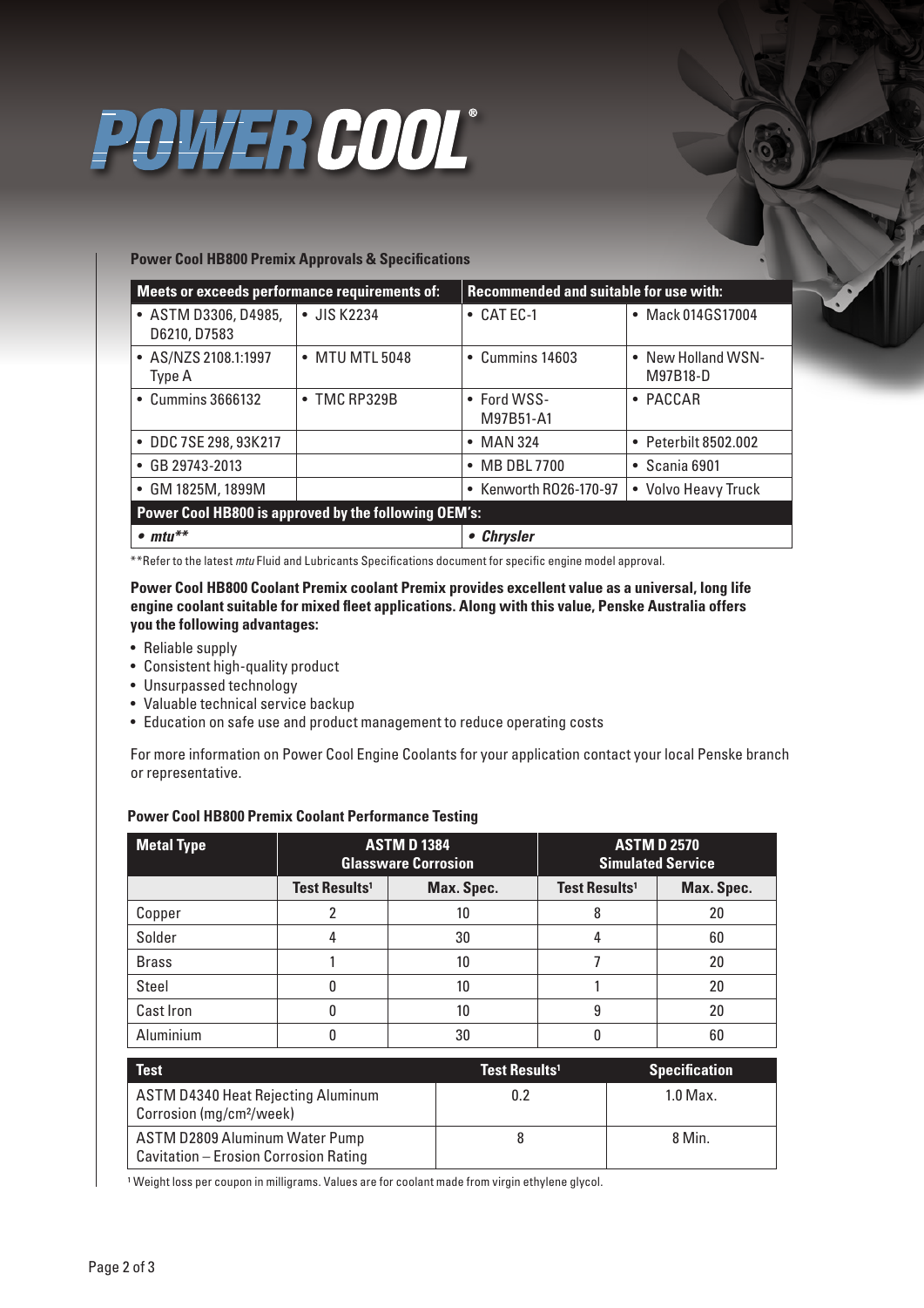# POWER COOL®

### Power Cool HB800 Premix Approvals & Specifications

| Meets or exceeds performance requirements of: | | Recommended and suitable for use with: | |
|---|---|---|---|
| • ASTM D3306, D4985, D6210, D7583 | • JIS K2234 | • CAT EC-1 | • Mack 014GS17004 |
| • AS/NZS 2108.1:1997 Type A | • MTU MTL 5048 | • Cummins 14603 | • New Holland WSN-M97B18-D |
| • Cummins 3666132 | • TMC RP329B | • Ford WSS-M97B51-A1 | • PACCAR |
| • DDC 7SE 298, 93K217 | | • MAN 324 | • Peterbilt 8502.002 |
| • GB 29743-2013 | | • MB DBL 7700 | • Scania 6901 |
| • GM 1825M, 1899M | | • Kenworth R026-170-97 | • Volvo Heavy Truck |
| **Power Cool HB800 is approved by the following OEM's:** | | | |
| ***• mtu**** | | ***• Chrysler*** | |

**Refer to the latest *mtu* Fluid and Lubricants Specifications document for specific engine model approval.

**Power Cool HB800 Coolant Premix coolant Premix provides excellent value as a universal, long life engine coolant suitable for mixed fleet applications. Along with this value, Penske Australia offers you the following advantages:**

- Reliable supply
- Consistent high-quality product
- Unsurpassed technology
- Valuable technical service backup
- Education on safe use and product management to reduce operating costs

For more information on Power Cool Engine Coolants for your application contact your local Penske branch or representative.

### Power Cool HB800 Premix Coolant Performance Testing

| Metal Type | ASTM D 1384 Glassware Corrosion | | ASTM D 2570 Simulated Service | |
|---|---|---|---|---|
| | Test Results[1] | Max. Spec. | Test Results[1] | Max. Spec. |
| Copper | 2 | 10 | 8 | 20 |
| Solder | 4 | 30 | 4 | 60 |
| Brass | 1 | 10 | 7 | 20 |
| Steel | 0 | 10 | 1 | 20 |
| Cast Iron | 0 | 10 | 9 | 20 |
| Aluminium | 0 | 30 | 0 | 60 |

| Test | Test Results[1] | Specification |
|---|---|---|
| ASTM D4340 Heat Rejecting Aluminum Corrosion (mg/cm²/week) | 0.2 | 1.0 Max. |
| ASTM D2809 Aluminum Water Pump Cavitation – Erosion Corrosion Rating | 8 | 8 Min. |

[1] Weight loss per coupon in milligrams. Values are for coolant made from virgin ethylene glycol.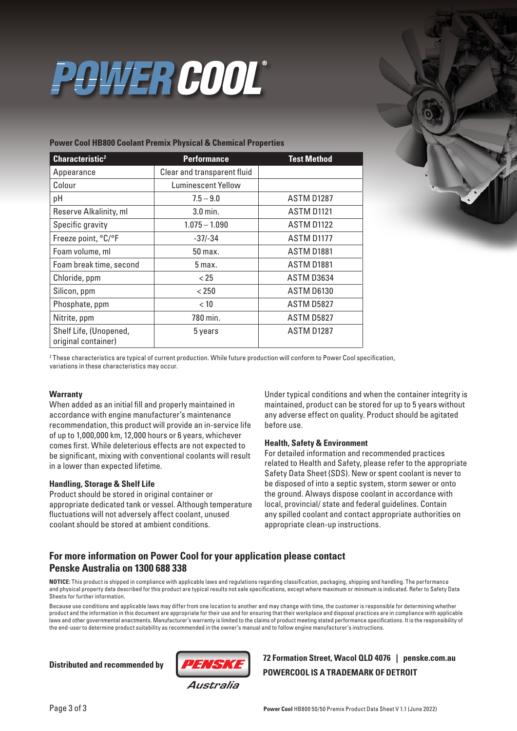# POWER COOL®

**Power Cool HB800 Coolant Premix Physical & Chemical Properties**

| Characteristic[2] | Performance | Test Method |
|---|---|---|
| Appearance | Clear and transparent fluid | |
| Colour | Luminescent Yellow | |
| pH | 7.5 – 9.0 | ASTM D1287 |
| Reserve Alkalinity, ml | 3.0 min. | ASTM D1121 |
| Specific gravity | 1.075 – 1.090 | ASTM D1122 |
| Freeze point, °C/°F | -37/-34 | ASTM D1177 |
| Foam volume, ml | 50 max. | ASTM D1881 |
| Foam break time, second | 5 max. | ASTM D1881 |
| Chloride, ppm | < 25 | ASTM D3634 |
| Silicon, ppm | < 250 | ASTM D6130 |
| Phosphate, ppm | < 10 | ASTM D5827 |
| Nitrite, ppm | 780 min. | ASTM D5827 |
| Shelf Life, (Unopened, original container) | 5 years | ASTM D1287 |

[2] These characteristics are typical of current production. While future production will conform to Power Cool specification, variations in these characteristics may occur.

**Warranty**

When added as an initial fill and properly maintained in accordance with engine manufacturer's maintenance recommendation, this product will provide an in-service life of up to 1,000,000 km, 12,000 hours or 6 years, whichever comes first. While deleterious effects are not expected to be significant, mixing with conventional coolants will result in a lower than expected lifetime.

**Handling, Storage & Shelf Life**

Product should be stored in original container or appropriate dedicated tank or vessel. Although temperature fluctuations will not adversely affect coolant, unused coolant should be stored at ambient conditions.

Under typical conditions and when the container integrity is maintained, product can be stored for up to 5 years without any adverse effect on quality. Product should be agitated before use.

**Health, Safety & Environment**

For detailed information and recommended practices related to Health and Safety, please refer to the appropriate Safety Data Sheet (SDS). New or spent coolant is never to be disposed of into a septic system, storm sewer or onto the ground. Always dispose coolant in accordance with local, provincial/ state and federal guidelines. Contain any spilled coolant and contact appropriate authorities on appropriate clean-up instructions.

## For more information on Power Cool for your application please contact Penske Australia on 1300 688 338

**NOTICE:** This product is shipped in compliance with applicable laws and regulations regarding classification, packaging, shipping and handling. The performance and physical property data described for this product are typical results not sale specifications, except where maximum or minimum is indicated. Refer to Safety Data Sheets for further information.

Because use conditions and applicable laws may differ from one location to another and may change with time, the customer is responsible for determining whether product and the information in this document are appropriate for their use and for ensuring that their workplace and disposal practices are in compliance with applicable laws and other governmental enactments. Manufacturer's warranty is limited to the claims of product meeting stated performance specifications. It is the responsibility of the end-user to determine product suitability as recommended in the owner's manual and to follow engine manufacturer's instructions.

**Distributed and recommended by** PENSKE Australia

**72 Formation Street, Wacol QLD 4076 | penske.com.au**

**POWERCOOL IS A TRADEMARK OF DETROIT**

**Power Cool** HB800 50/50 Premix Product Data Sheet V 1.1 (June 2022)